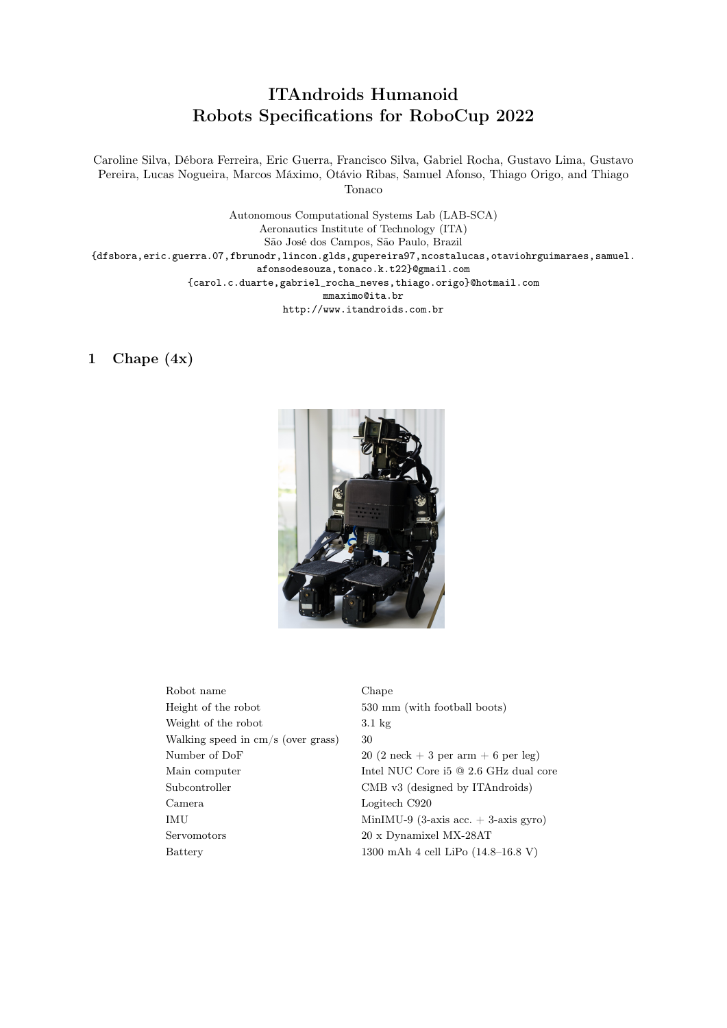# ITAndroids Humanoid Robots Specifications for RoboCup 2022

Caroline Silva, Débora Ferreira, Eric Guerra, Francisco Silva, Gabriel Rocha, Gustavo Lima, Gustavo Pereira, Lucas Nogueira, Marcos Máximo, Otávio Ribas, Samuel Afonso, Thiago Origo, and Thiago Tonaco

Autonomous Computational Systems Lab (LAB-SCA)
Aeronautics Institute of Technology (ITA)
São José dos Campos, São Paulo, Brazil
{dfsbora,eric.guerra.07,fbrunodr,lincon.glds,gupereira97,ncostalucas,otaviohrguimaraes,samuel.afonsodesouza,tonaco.k.t22}@gmail.com
{carol.c.duarte,gabriel_rocha_neves,thiago.origo}@hotmail.com
mmaximo@ita.br
http://www.itandroids.com.br

## 1 Chape (4x)

| | |
|---|---|
| Robot name | Chape |
| Height of the robot | 530 mm (with football boots) |
| Weight of the robot | 3.1 kg |
| Walking speed in cm/s (over grass) | 30 |
| Number of DoF | 20 (2 neck + 3 per arm + 6 per leg) |
| Main computer | Intel NUC Core i5 @ 2.6 GHz dual core |
| Subcontroller | CMB v3 (designed by ITAndroids) |
| Camera | Logitech C920 |
| IMU | MinIMU-9 (3-axis acc. + 3-axis gyro) |
| Servomotors | 20 x Dynamixel MX-28AT |
| Battery | 1300 mAh 4 cell LiPo (14.8–16.8 V) |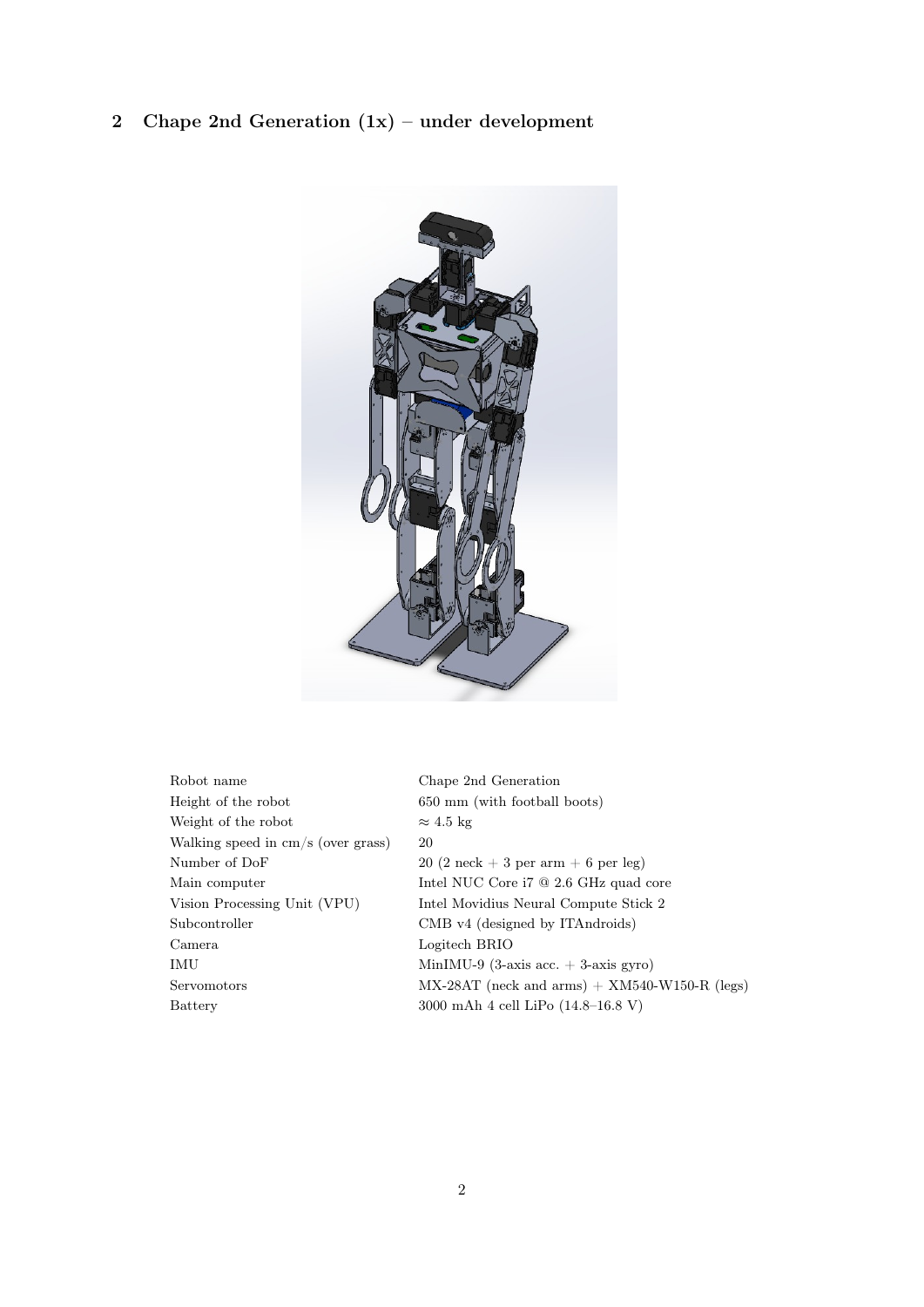## 2 Chape 2nd Generation (1x) – under development

| | |
|---|---|
| Robot name | Chape 2nd Generation |
| Height of the robot | 650 mm (with football boots) |
| Weight of the robot | $\approx$ 4.5 kg |
| Walking speed in cm/s (over grass) | 20 |
| Number of DoF | 20 (2 neck + 3 per arm + 6 per leg) |
| Main computer | Intel NUC Core i7 @ 2.6 GHz quad core |
| Vision Processing Unit (VPU) | Intel Movidius Neural Compute Stick 2 |
| Subcontroller | CMB v4 (designed by ITAndroids) |
| Camera | Logitech BRIO |
| IMU | MinIMU-9 (3-axis acc. + 3-axis gyro) |
| Servomotors | MX-28AT (neck and arms) + XM540-W150-R (legs) |
| Battery | 3000 mAh 4 cell LiPo (14.8–16.8 V) |